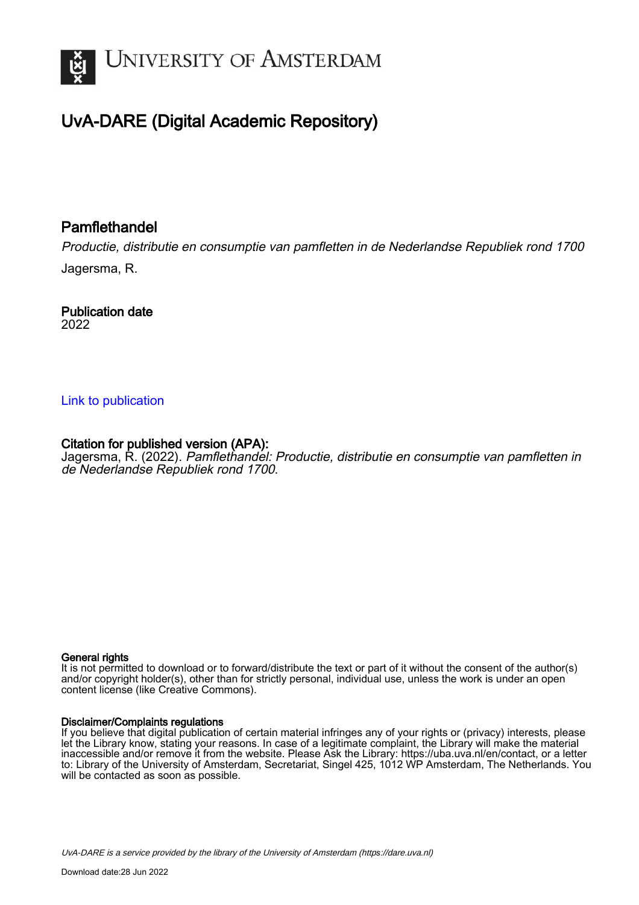# University of Amsterdam

## UvA-DARE (Digital Academic Repository)

### Pamflethandel

*Productie, distributie en consumptie van pamfletten in de Nederlandse Republiek rond 1700*

Jagersma, R.

**Publication date**
2022

Link to publication

**Citation for published version (APA):**
Jagersma, R. (2022). *Pamflethandel: Productie, distributie en consumptie van pamfletten in de Nederlandse Republiek rond 1700*.

**General rights**
It is not permitted to download or to forward/distribute the text or part of it without the consent of the author(s) and/or copyright holder(s), other than for strictly personal, individual use, unless the work is under an open content license (like Creative Commons).

**Disclaimer/Complaints regulations**
If you believe that digital publication of certain material infringes any of your rights or (privacy) interests, please let the Library know, stating your reasons. In case of a legitimate complaint, the Library will make the material inaccessible and/or remove it from the website. Please Ask the Library: https://uba.uva.nl/en/contact, or a letter to: Library of the University of Amsterdam, Secretariat, Singel 425, 1012 WP Amsterdam, The Netherlands. You will be contacted as soon as possible.

*UvA-DARE is a service provided by the library of the University of Amsterdam (https://dare.uva.nl)*

Download date:28 Jun 2022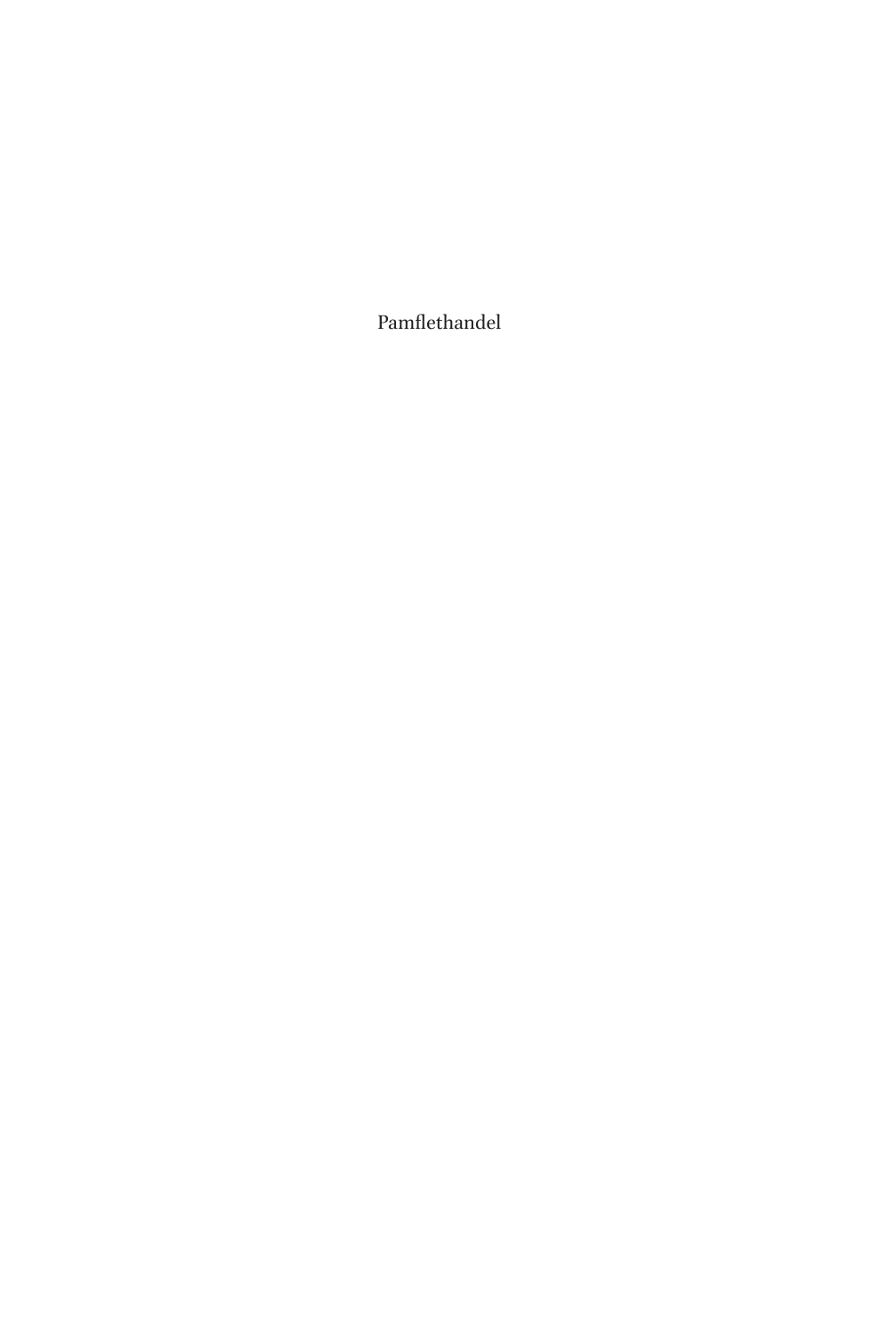Pamflethandel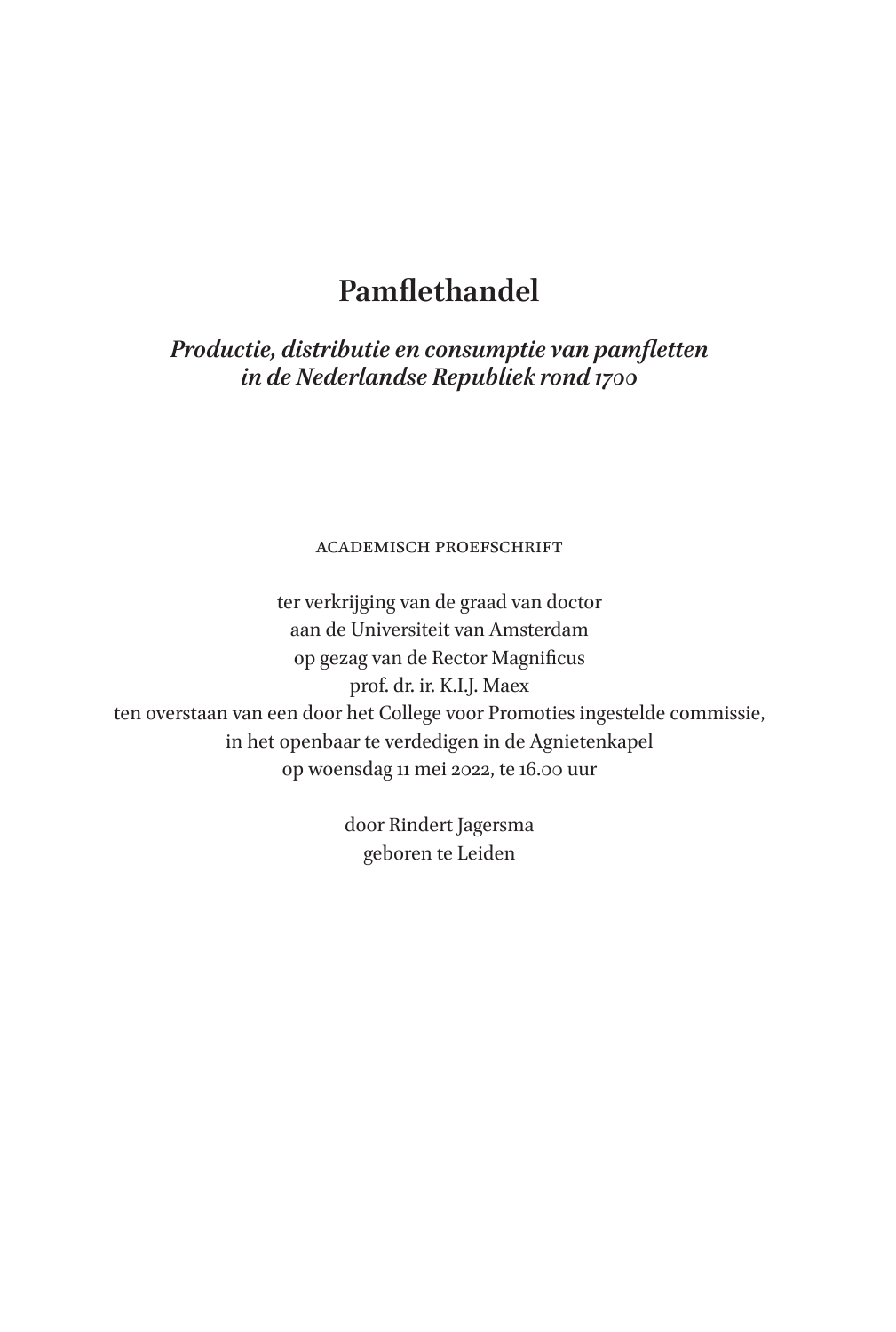# Pamflethandel

*Productie, distributie en consumptie van pamfletten in de Nederlandse Republiek rond 1700*

ACADEMISCH PROEFSCHRIFT

ter verkrijging van de graad van doctor
aan de Universiteit van Amsterdam
op gezag van de Rector Magnificus
prof. dr. ir. K.I.J. Maex
ten overstaan van een door het College voor Promoties ingestelde commissie,
in het openbaar te verdedigen in de Agnietenkapel
op woensdag 11 mei 2022, te 16.00 uur

door Rindert Jagersma
geboren te Leiden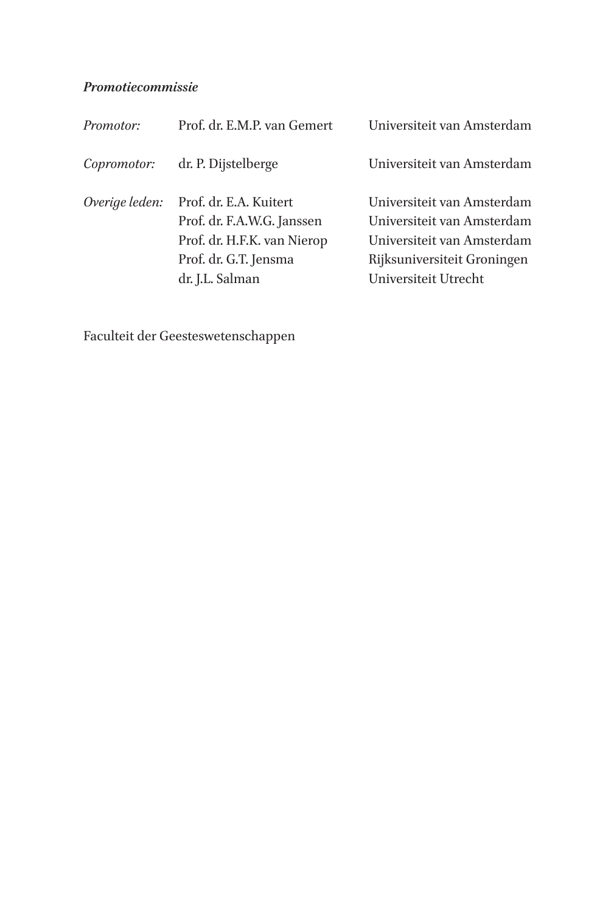***Promotiecommissie***

| | | |
|---|---|---|
| *Promotor:* | Prof. dr. E.M.P. van Gemert | Universiteit van Amsterdam |
| *Copromotor:* | dr. P. Dijstelberge | Universiteit van Amsterdam |
| *Overige leden:* | Prof. dr. E.A. Kuitert | Universiteit van Amsterdam |
| | Prof. dr. F.A.W.G. Janssen | Universiteit van Amsterdam |
| | Prof. dr. H.F.K. van Nierop | Universiteit van Amsterdam |
| | Prof. dr. G.T. Jensma | Rijksuniversiteit Groningen |
| | dr. J.L. Salman | Universiteit Utrecht |

Faculteit der Geesteswetenschappen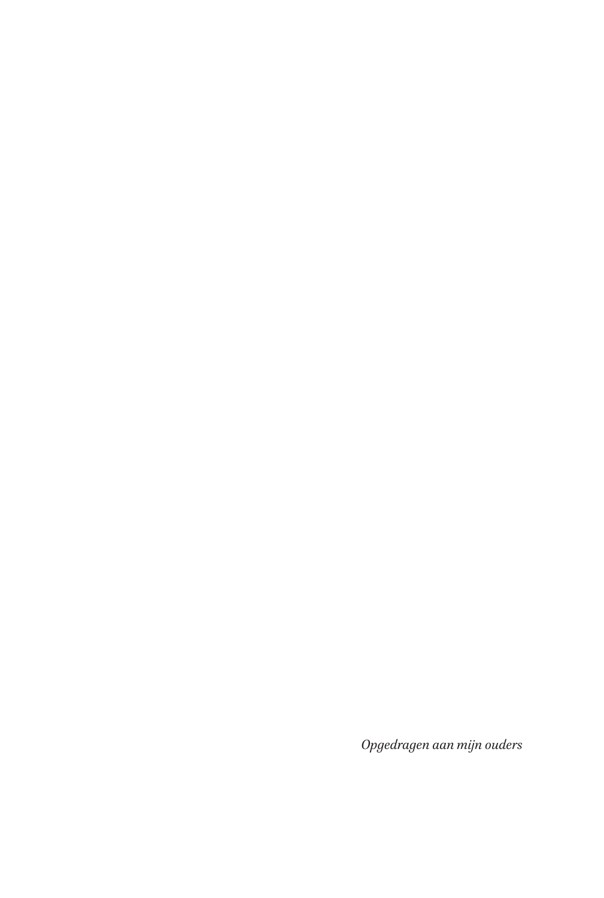*Opgedragen aan mijn ouders*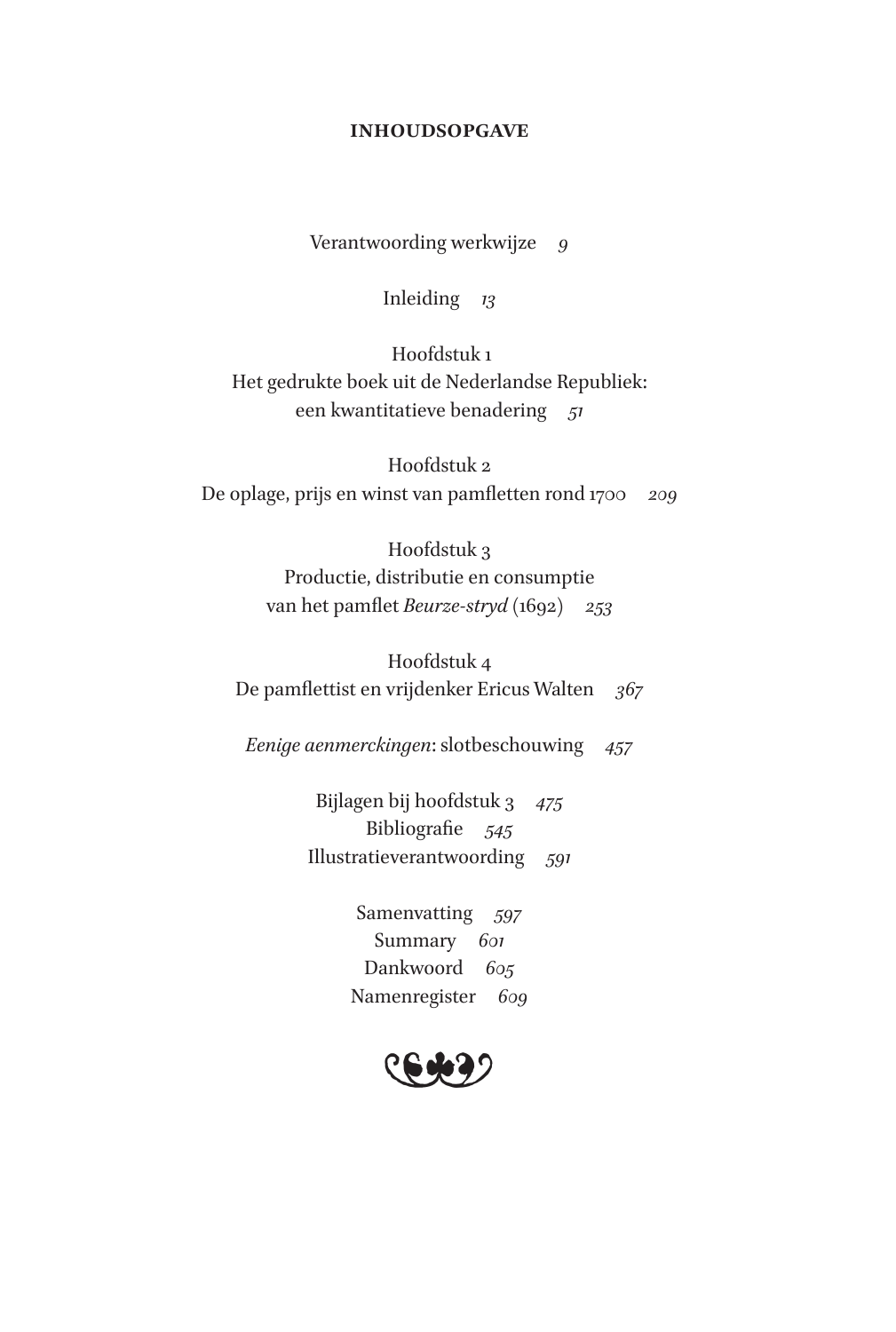**INHOUDSOPGAVE**

Verantwoording werkwijze *9*

Inleiding *13*

Hoofdstuk 1  
Het gedrukte boek uit de Nederlandse Republiek:  
een kwantitatieve benadering *51*

Hoofdstuk 2  
De oplage, prijs en winst van pamfletten rond 1700 *209*

Hoofdstuk 3  
Productie, distributie en consumptie  
van het pamflet *Beurze-stryd* (1692) *253*

Hoofdstuk 4  
De pamflettist en vrijdenker Ericus Walten *367*

*Eenige aenmerckingen*: slotbeschouwing *457*

Bijlagen bij hoofdstuk 3 *475*  
Bibliografie *545*  
Illustratieverantwoording *591*

Samenvatting *597*  
Summary *601*  
Dankwoord *605*  
Namenregister *609*